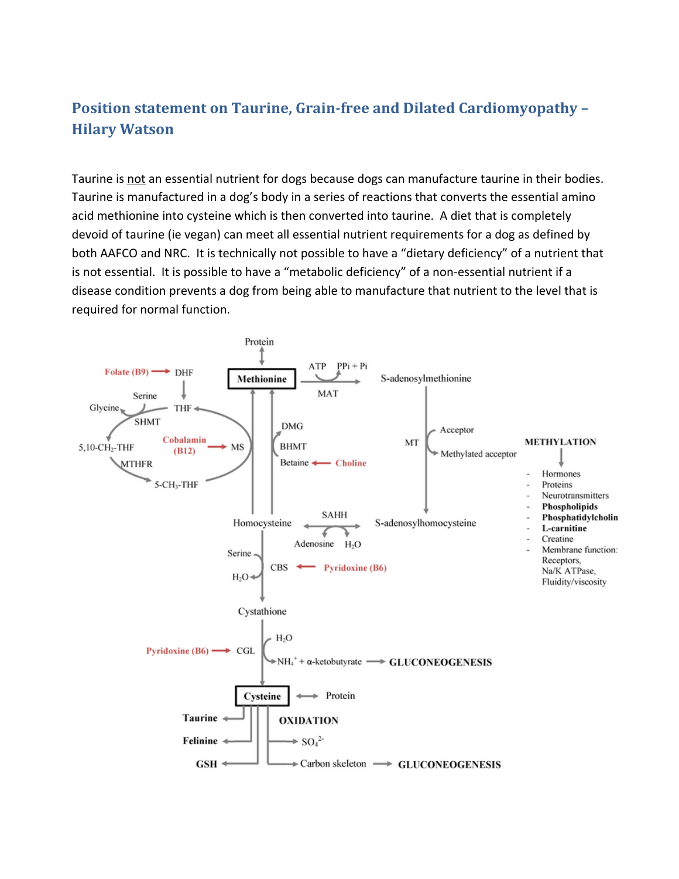## Position statement on Taurine, Grain-free and Dilated Cardiomyopathy – Hilary Watson

Taurine is not an essential nutrient for dogs because dogs can manufacture taurine in their bodies. Taurine is manufactured in a dog's body in a series of reactions that converts the essential amino acid methionine into cysteine which is then converted into taurine. A diet that is completely devoid of taurine (ie vegan) can meet all essential nutrient requirements for a dog as defined by both AAFCO and NRC. It is technically not possible to have a "dietary deficiency" of a nutrient that is not essential. It is possible to have a "metabolic deficiency" of a non-essential nutrient if a disease condition prevents a dog from being able to manufacture that nutrient to the level that is required for normal function.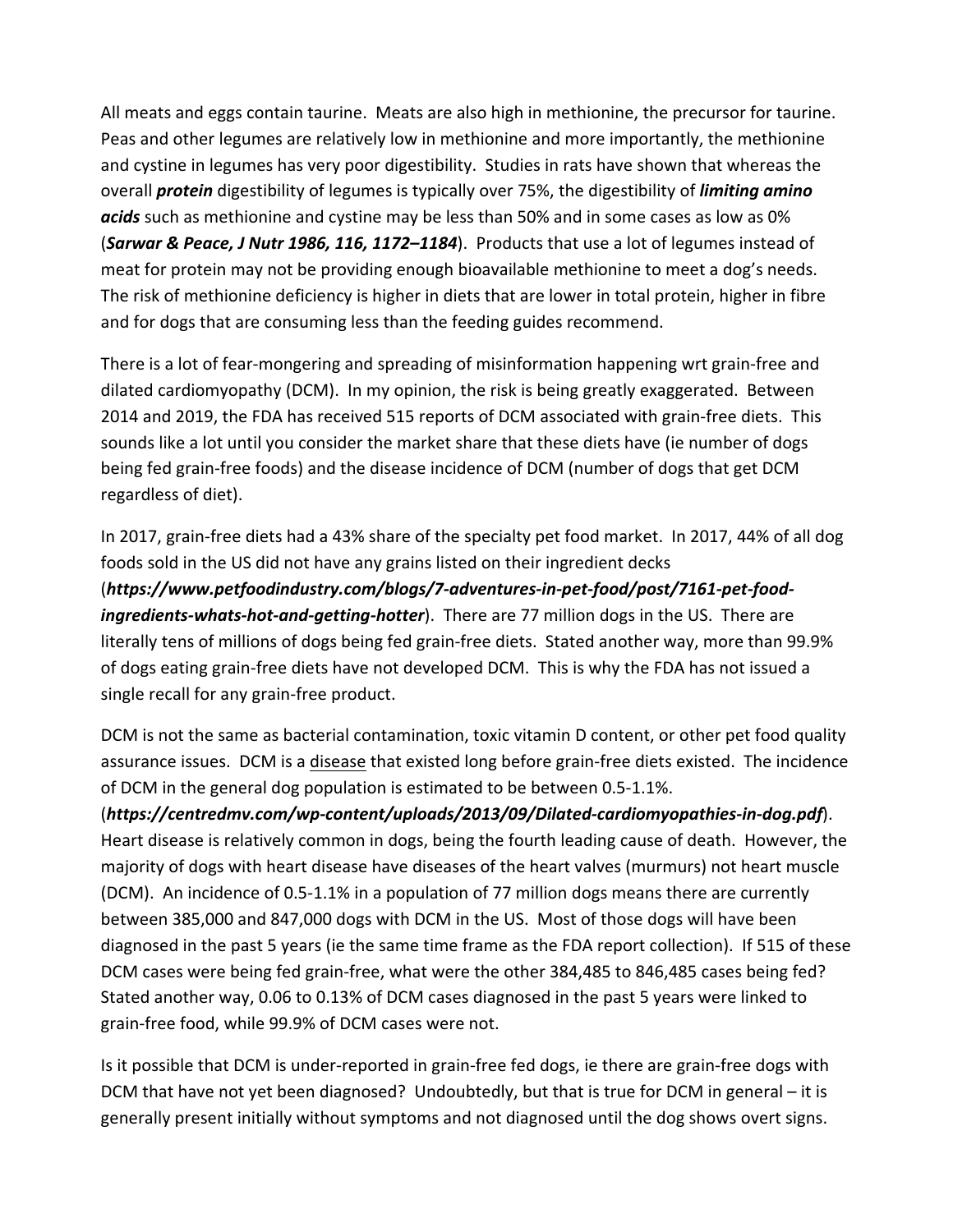All meats and eggs contain taurine. Meats are also high in methionine, the precursor for taurine. Peas and other legumes are relatively low in methionine and more importantly, the methionine and cystine in legumes has very poor digestibility. Studies in rats have shown that whereas the overall ***protein*** digestibility of legumes is typically over 75%, the digestibility of ***limiting amino acids*** such as methionine and cystine may be less than 50% and in some cases as low as 0% (***Sarwar & Peace, J Nutr 1986, 116, 1172–1184***). Products that use a lot of legumes instead of meat for protein may not be providing enough bioavailable methionine to meet a dog's needs. The risk of methionine deficiency is higher in diets that are lower in total protein, higher in fibre and for dogs that are consuming less than the feeding guides recommend.

There is a lot of fear-mongering and spreading of misinformation happening wrt grain-free and dilated cardiomyopathy (DCM). In my opinion, the risk is being greatly exaggerated. Between 2014 and 2019, the FDA has received 515 reports of DCM associated with grain-free diets. This sounds like a lot until you consider the market share that these diets have (ie number of dogs being fed grain-free foods) and the disease incidence of DCM (number of dogs that get DCM regardless of diet).

In 2017, grain-free diets had a 43% share of the specialty pet food market. In 2017, 44% of all dog foods sold in the US did not have any grains listed on their ingredient decks (***https://www.petfoodindustry.com/blogs/7-adventures-in-pet-food/post/7161-pet-food-ingredients-whats-hot-and-getting-hotter***). There are 77 million dogs in the US. There are literally tens of millions of dogs being fed grain-free diets. Stated another way, more than 99.9% of dogs eating grain-free diets have not developed DCM. This is why the FDA has not issued a single recall for any grain-free product.

DCM is not the same as bacterial contamination, toxic vitamin D content, or other pet food quality assurance issues. DCM is a <u>disease</u> that existed long before grain-free diets existed. The incidence of DCM in the general dog population is estimated to be between 0.5-1.1%. (***https://centredmv.com/wp-content/uploads/2013/09/Dilated-cardiomyopathies-in-dog.pdf***). Heart disease is relatively common in dogs, being the fourth leading cause of death. However, the majority of dogs with heart disease have diseases of the heart valves (murmurs) not heart muscle (DCM). An incidence of 0.5-1.1% in a population of 77 million dogs means there are currently between 385,000 and 847,000 dogs with DCM in the US. Most of those dogs will have been diagnosed in the past 5 years (ie the same time frame as the FDA report collection). If 515 of these DCM cases were being fed grain-free, what were the other 384,485 to 846,485 cases being fed? Stated another way, 0.06 to 0.13% of DCM cases diagnosed in the past 5 years were linked to grain-free food, while 99.9% of DCM cases were not.

Is it possible that DCM is under-reported in grain-free fed dogs, ie there are grain-free dogs with DCM that have not yet been diagnosed? Undoubtedly, but that is true for DCM in general – it is generally present initially without symptoms and not diagnosed until the dog shows overt signs.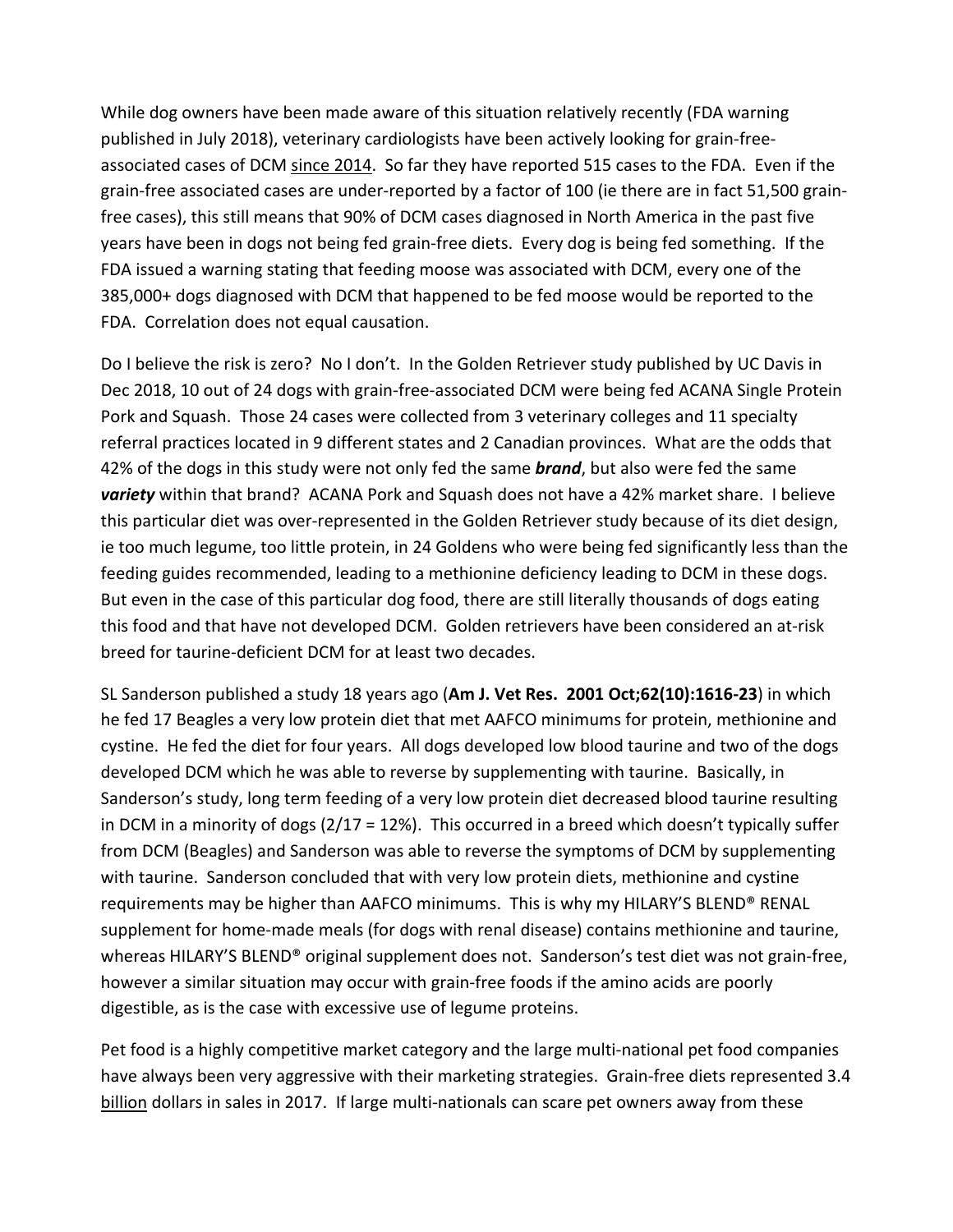While dog owners have been made aware of this situation relatively recently (FDA warning published in July 2018), veterinary cardiologists have been actively looking for grain-free-associated cases of DCM since 2014. So far they have reported 515 cases to the FDA. Even if the grain-free associated cases are under-reported by a factor of 100 (ie there are in fact 51,500 grain-free cases), this still means that 90% of DCM cases diagnosed in North America in the past five years have been in dogs not being fed grain-free diets. Every dog is being fed something. If the FDA issued a warning stating that feeding moose was associated with DCM, every one of the 385,000+ dogs diagnosed with DCM that happened to be fed moose would be reported to the FDA. Correlation does not equal causation.

Do I believe the risk is zero? No I don't. In the Golden Retriever study published by UC Davis in Dec 2018, 10 out of 24 dogs with grain-free-associated DCM were being fed ACANA Single Protein Pork and Squash. Those 24 cases were collected from 3 veterinary colleges and 11 specialty referral practices located in 9 different states and 2 Canadian provinces. What are the odds that 42% of the dogs in this study were not only fed the same ***brand***, but also were fed the same ***variety*** within that brand? ACANA Pork and Squash does not have a 42% market share. I believe this particular diet was over-represented in the Golden Retriever study because of its diet design, ie too much legume, too little protein, in 24 Goldens who were being fed significantly less than the feeding guides recommended, leading to a methionine deficiency leading to DCM in these dogs. But even in the case of this particular dog food, there are still literally thousands of dogs eating this food and that have not developed DCM. Golden retrievers have been considered an at-risk breed for taurine-deficient DCM for at least two decades.

SL Sanderson published a study 18 years ago (**Am J. Vet Res. 2001 Oct;62(10):1616-23**) in which he fed 17 Beagles a very low protein diet that met AAFCO minimums for protein, methionine and cystine. He fed the diet for four years. All dogs developed low blood taurine and two of the dogs developed DCM which he was able to reverse by supplementing with taurine. Basically, in Sanderson's study, long term feeding of a very low protein diet decreased blood taurine resulting in DCM in a minority of dogs (2/17 = 12%). This occurred in a breed which doesn't typically suffer from DCM (Beagles) and Sanderson was able to reverse the symptoms of DCM by supplementing with taurine. Sanderson concluded that with very low protein diets, methionine and cystine requirements may be higher than AAFCO minimums. This is why my HILARY'S BLEND® RENAL supplement for home-made meals (for dogs with renal disease) contains methionine and taurine, whereas HILARY'S BLEND® original supplement does not. Sanderson's test diet was not grain-free, however a similar situation may occur with grain-free foods if the amino acids are poorly digestible, as is the case with excessive use of legume proteins.

Pet food is a highly competitive market category and the large multi-national pet food companies have always been very aggressive with their marketing strategies. Grain-free diets represented 3.4 billion dollars in sales in 2017. If large multi-nationals can scare pet owners away from these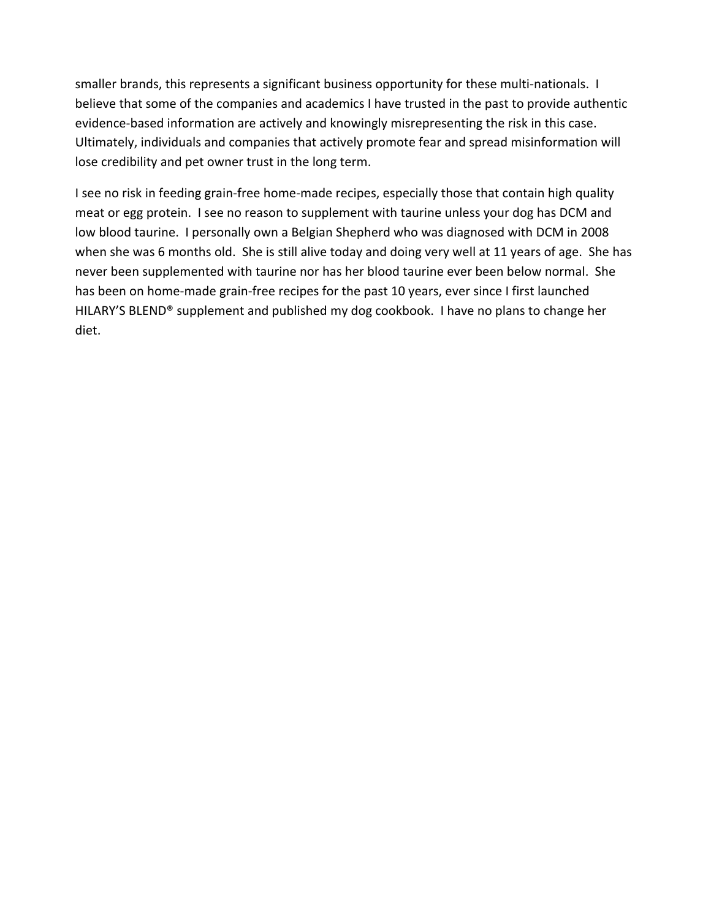smaller brands, this represents a significant business opportunity for these multi-nationals. I believe that some of the companies and academics I have trusted in the past to provide authentic evidence-based information are actively and knowingly misrepresenting the risk in this case. Ultimately, individuals and companies that actively promote fear and spread misinformation will lose credibility and pet owner trust in the long term.

I see no risk in feeding grain-free home-made recipes, especially those that contain high quality meat or egg protein. I see no reason to supplement with taurine unless your dog has DCM and low blood taurine. I personally own a Belgian Shepherd who was diagnosed with DCM in 2008 when she was 6 months old. She is still alive today and doing very well at 11 years of age. She has never been supplemented with taurine nor has her blood taurine ever been below normal. She has been on home-made grain-free recipes for the past 10 years, ever since I first launched HILARY'S BLEND® supplement and published my dog cookbook. I have no plans to change her diet.